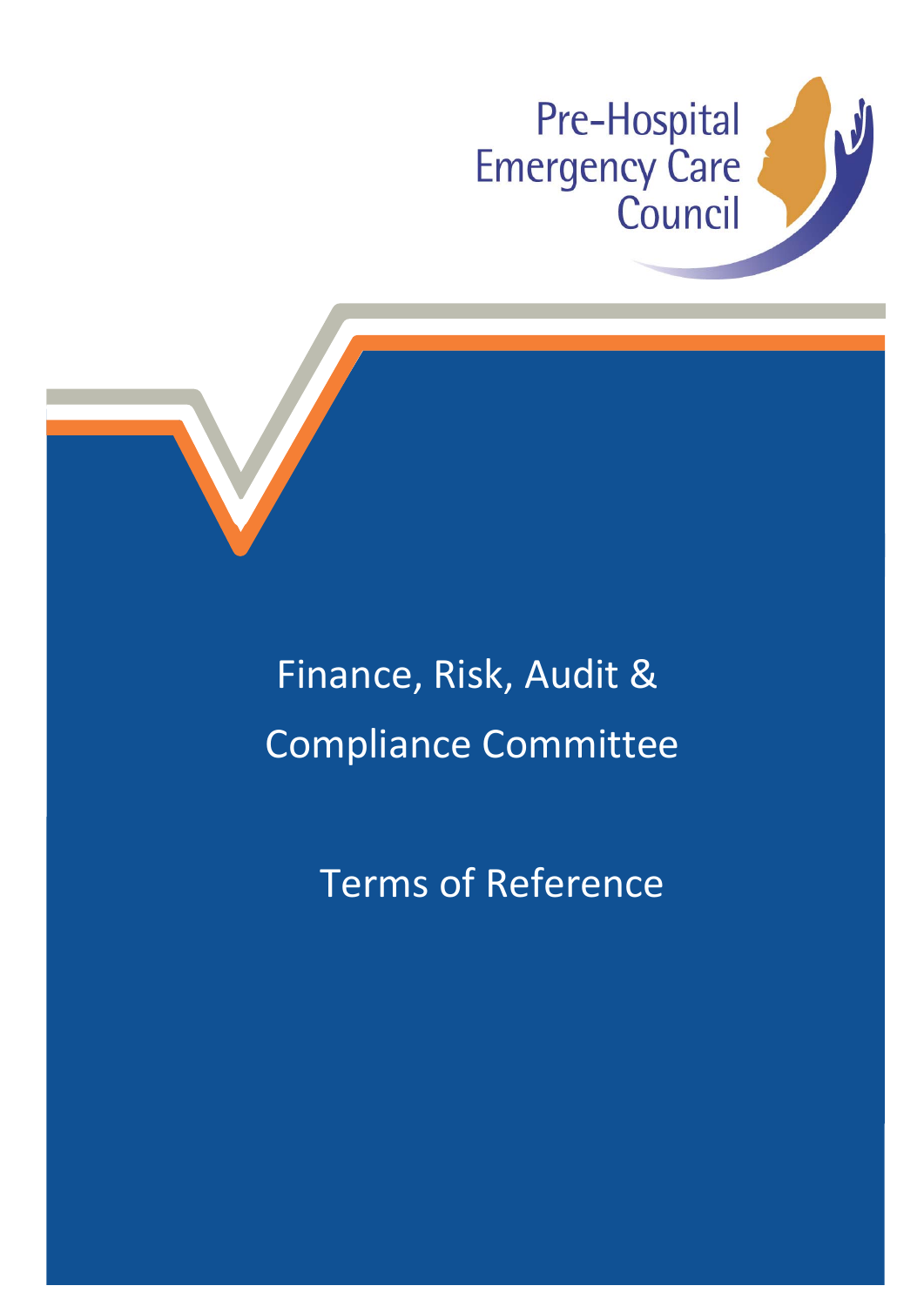Pre-Hospital Emergency Care Council

# Finance, Risk, Audit & Compliance Committee

## Terms of Reference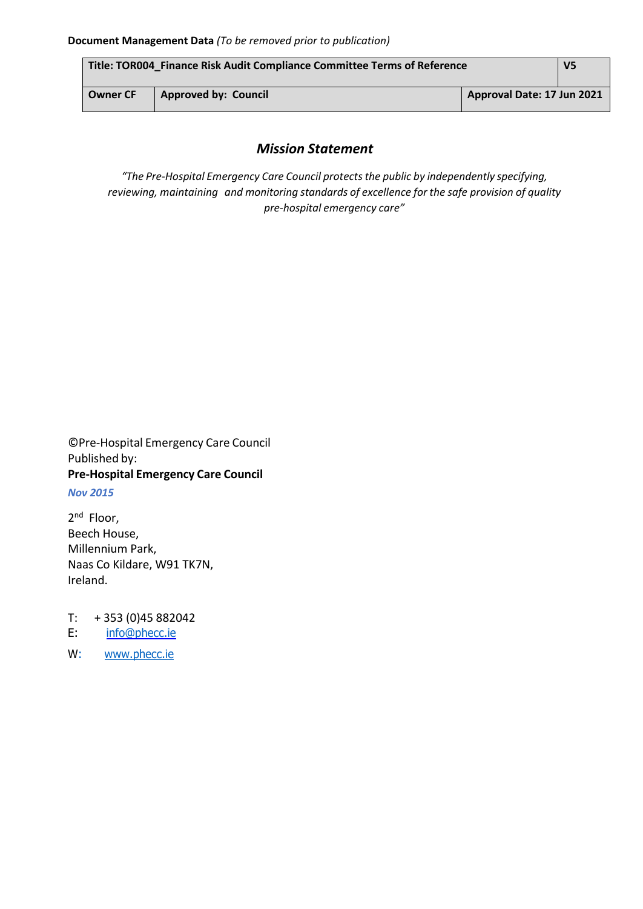**Document Management Data** *(To be removed prior to publication)*

| Title: TOR004_Finance Risk Audit Compliance Committee Terms of Reference | | V5 |
|---|---|---|
| **Owner CF** | **Approved by: Council** | **Approval Date: 17 Jun 2021** |

## *Mission Statement*

*"The Pre-Hospital Emergency Care Council protects the public by independently specifying, reviewing, maintaining and monitoring standards of excellence for the safe provision of quality pre-hospital emergency care"*

©Pre-Hospital Emergency Care Council
Published by:
**Pre-Hospital Emergency Care Council**

***Nov 2015***

2nd Floor,
Beech House,
Millennium Park,
Naas Co Kildare, W91 TK7N,
Ireland.

T: + 353 (0)45 882042
E: info@phecc.ie
W: www.phecc.ie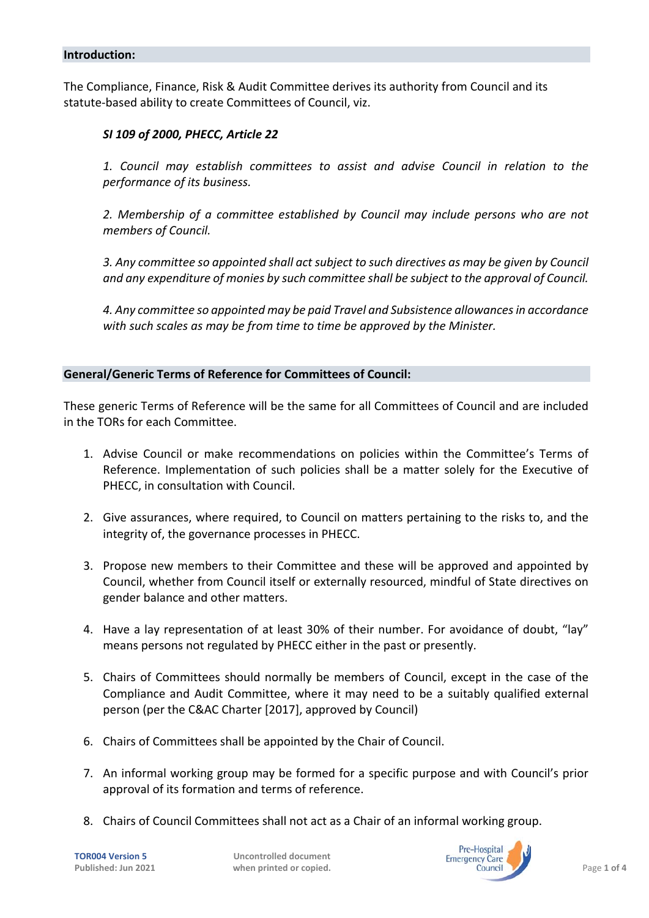## Introduction:

The Compliance, Finance, Risk & Audit Committee derives its authority from Council and its statute-based ability to create Committees of Council, viz.

> ***SI 109 of 2000, PHECC, Article 22***
>
> *1. Council may establish committees to assist and advise Council in relation to the performance of its business.*
>
> *2. Membership of a committee established by Council may include persons who are not members of Council.*
>
> *3. Any committee so appointed shall act subject to such directives as may be given by Council and any expenditure of monies by such committee shall be subject to the approval of Council.*
>
> *4. Any committee so appointed may be paid Travel and Subsistence allowances in accordance with such scales as may be from time to time be approved by the Minister.*

## General/Generic Terms of Reference for Committees of Council:

These generic Terms of Reference will be the same for all Committees of Council and are included in the TORs for each Committee.

1. Advise Council or make recommendations on policies within the Committee's Terms of Reference. Implementation of such policies shall be a matter solely for the Executive of PHECC, in consultation with Council.

2. Give assurances, where required, to Council on matters pertaining to the risks to, and the integrity of, the governance processes in PHECC.

3. Propose new members to their Committee and these will be approved and appointed by Council, whether from Council itself or externally resourced, mindful of State directives on gender balance and other matters.

4. Have a lay representation of at least 30% of their number. For avoidance of doubt, "lay" means persons not regulated by PHECC either in the past or presently.

5. Chairs of Committees should normally be members of Council, except in the case of the Compliance and Audit Committee, where it may need to be a suitably qualified external person (per the C&AC Charter [2017], approved by Council)

6. Chairs of Committees shall be appointed by the Chair of Council.

7. An informal working group may be formed for a specific purpose and with Council's prior approval of its formation and terms of reference.

8. Chairs of Council Committees shall not act as a Chair of an informal working group.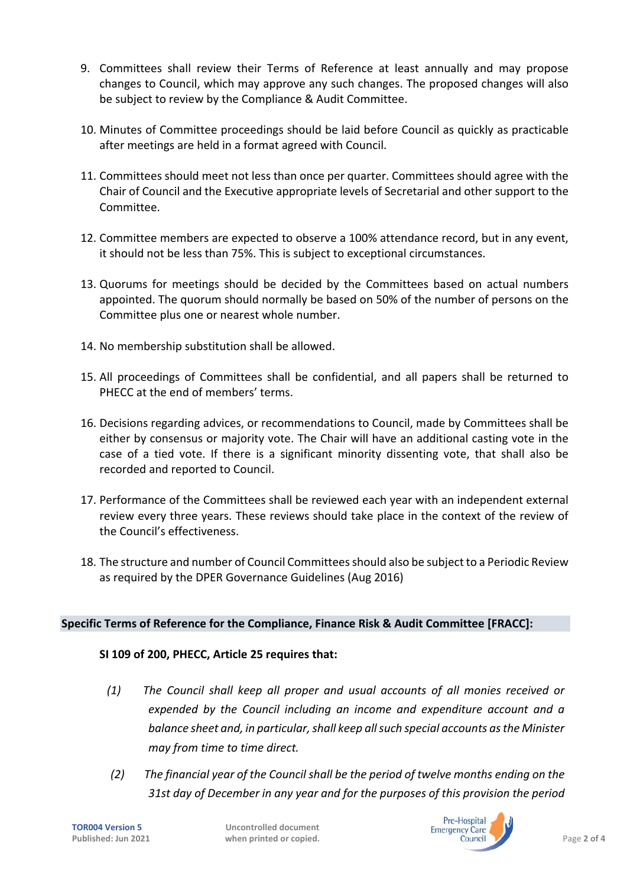9. Committees shall review their Terms of Reference at least annually and may propose changes to Council, which may approve any such changes. The proposed changes will also be subject to review by the Compliance & Audit Committee.

10. Minutes of Committee proceedings should be laid before Council as quickly as practicable after meetings are held in a format agreed with Council.

11. Committees should meet not less than once per quarter. Committees should agree with the Chair of Council and the Executive appropriate levels of Secretarial and other support to the Committee.

12. Committee members are expected to observe a 100% attendance record, but in any event, it should not be less than 75%. This is subject to exceptional circumstances.

13. Quorums for meetings should be decided by the Committees based on actual numbers appointed. The quorum should normally be based on 50% of the number of persons on the Committee plus one or nearest whole number.

14. No membership substitution shall be allowed.

15. All proceedings of Committees shall be confidential, and all papers shall be returned to PHECC at the end of members' terms.

16. Decisions regarding advices, or recommendations to Council, made by Committees shall be either by consensus or majority vote. The Chair will have an additional casting vote in the case of a tied vote. If there is a significant minority dissenting vote, that shall also be recorded and reported to Council.

17. Performance of the Committees shall be reviewed each year with an independent external review every three years. These reviews should take place in the context of the review of the Council's effectiveness.

18. The structure and number of Council Committees should also be subject to a Periodic Review as required by the DPER Governance Guidelines (Aug 2016)

## Specific Terms of Reference for the Compliance, Finance Risk & Audit Committee [FRACC]:

**SI 109 of 200, PHECC, Article 25 requires that:**

*(1) The Council shall keep all proper and usual accounts of all monies received or expended by the Council including an income and expenditure account and a balance sheet and, in particular, shall keep all such special accounts as the Minister may from time to time direct.*

*(2) The financial year of the Council shall be the period of twelve months ending on the 31st day of December in any year and for the purposes of this provision the period*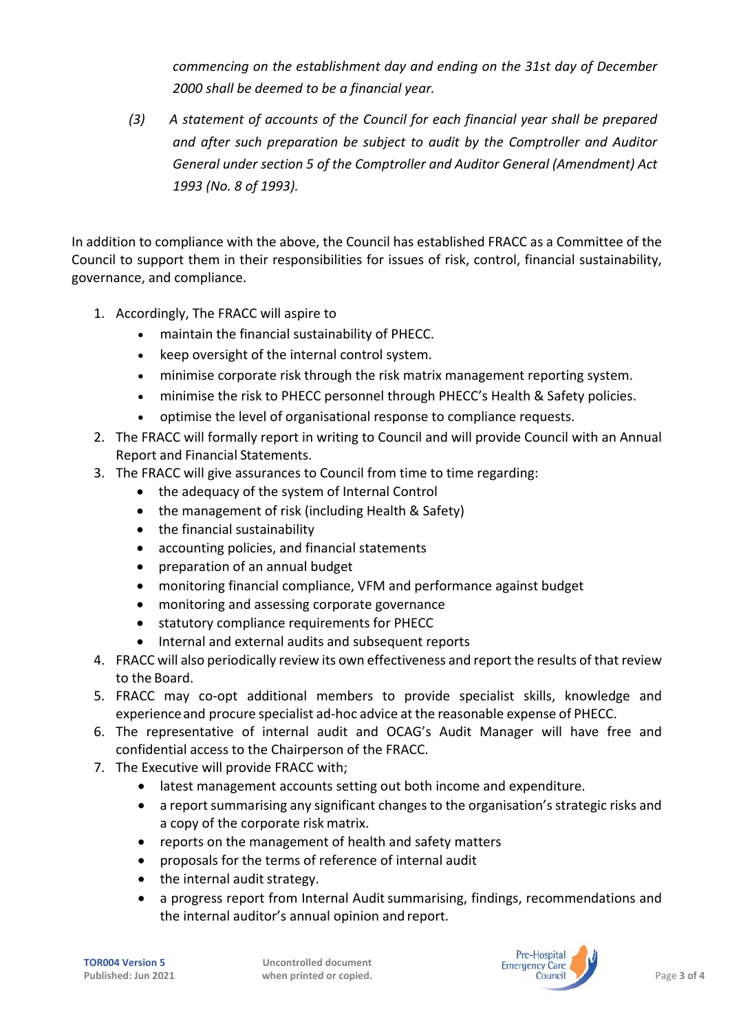*commencing on the establishment day and ending on the 31st day of December 2000 shall be deemed to be a financial year.*

*(3) A statement of accounts of the Council for each financial year shall be prepared and after such preparation be subject to audit by the Comptroller and Auditor General under section 5 of the Comptroller and Auditor General (Amendment) Act 1993 (No. 8 of 1993).*

In addition to compliance with the above, the Council has established FRACC as a Committee of the Council to support them in their responsibilities for issues of risk, control, financial sustainability, governance, and compliance.

1. Accordingly, The FRACC will aspire to
   - maintain the financial sustainability of PHECC.
   - keep oversight of the internal control system.
   - minimise corporate risk through the risk matrix management reporting system.
   - minimise the risk to PHECC personnel through PHECC's Health & Safety policies.
   - optimise the level of organisational response to compliance requests.
2. The FRACC will formally report in writing to Council and will provide Council with an Annual Report and Financial Statements.
3. The FRACC will give assurances to Council from time to time regarding:
   - the adequacy of the system of Internal Control
   - the management of risk (including Health & Safety)
   - the financial sustainability
   - accounting policies, and financial statements
   - preparation of an annual budget
   - monitoring financial compliance, VFM and performance against budget
   - monitoring and assessing corporate governance
   - statutory compliance requirements for PHECC
   - Internal and external audits and subsequent reports
4. FRACC will also periodically review its own effectiveness and report the results of that review to the Board.
5. FRACC may co-opt additional members to provide specialist skills, knowledge and experience and procure specialist ad-hoc advice at the reasonable expense of PHECC.
6. The representative of internal audit and OCAG's Audit Manager will have free and confidential access to the Chairperson of the FRACC.
7. The Executive will provide FRACC with;
   - latest management accounts setting out both income and expenditure.
   - a report summarising any significant changes to the organisation's strategic risks and a copy of the corporate risk matrix.
   - reports on the management of health and safety matters
   - proposals for the terms of reference of internal audit
   - the internal audit strategy.
   - a progress report from Internal Audit summarising, findings, recommendations and the internal auditor's annual opinion and report.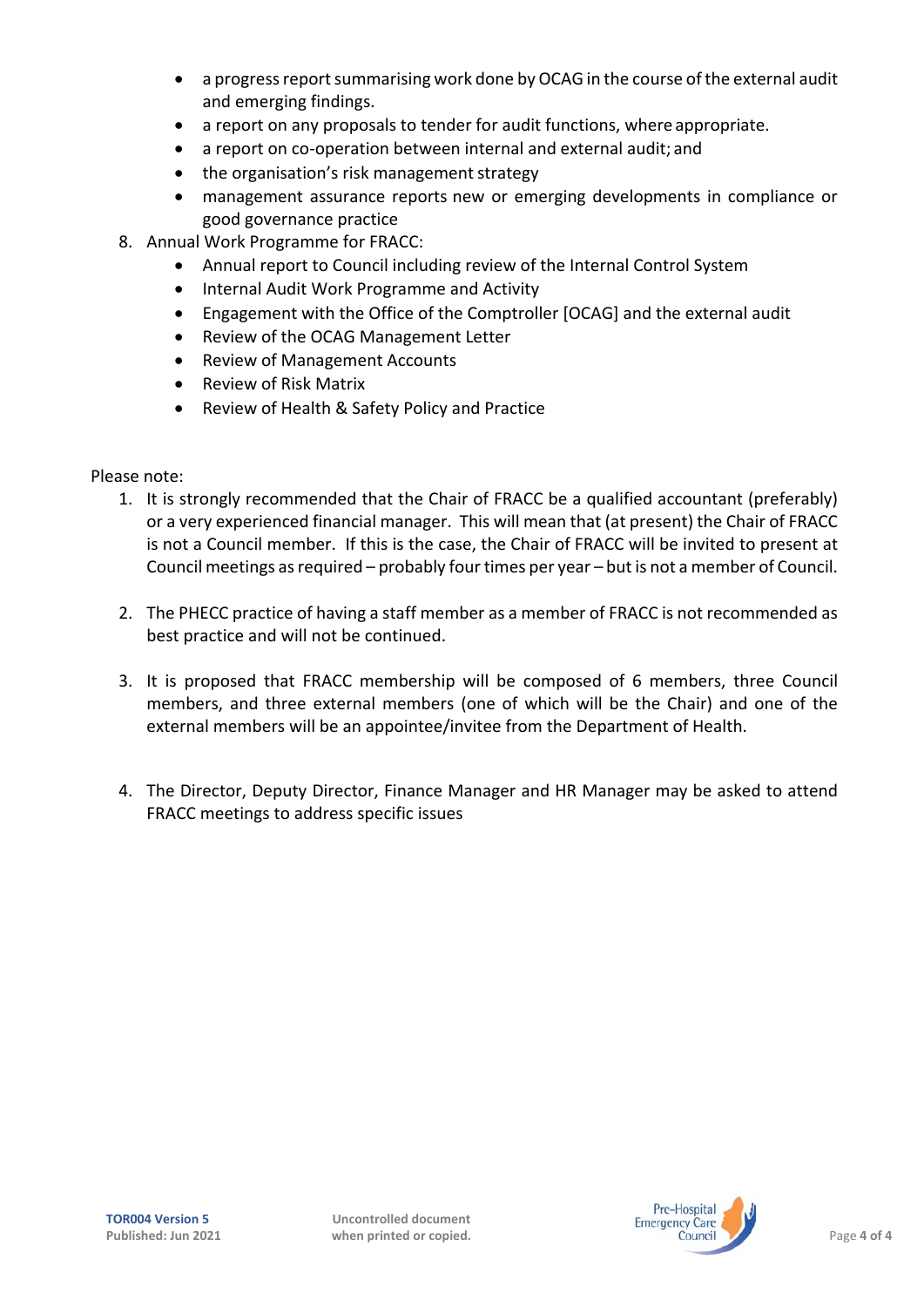- a progress report summarising work done by OCAG in the course of the external audit and emerging findings.
- a report on any proposals to tender for audit functions, where appropriate.
- a report on co-operation between internal and external audit; and
- the organisation's risk management strategy
- management assurance reports new or emerging developments in compliance or good governance practice

8. Annual Work Programme for FRACC:
   - Annual report to Council including review of the Internal Control System
   - Internal Audit Work Programme and Activity
   - Engagement with the Office of the Comptroller [OCAG] and the external audit
   - Review of the OCAG Management Letter
   - Review of Management Accounts
   - Review of Risk Matrix
   - Review of Health & Safety Policy and Practice

Please note:

1. It is strongly recommended that the Chair of FRACC be a qualified accountant (preferably) or a very experienced financial manager. This will mean that (at present) the Chair of FRACC is not a Council member. If this is the case, the Chair of FRACC will be invited to present at Council meetings as required – probably four times per year – but is not a member of Council.

2. The PHECC practice of having a staff member as a member of FRACC is not recommended as best practice and will not be continued.

3. It is proposed that FRACC membership will be composed of 6 members, three Council members, and three external members (one of which will be the Chair) and one of the external members will be an appointee/invitee from the Department of Health.

4. The Director, Deputy Director, Finance Manager and HR Manager may be asked to attend FRACC meetings to address specific issues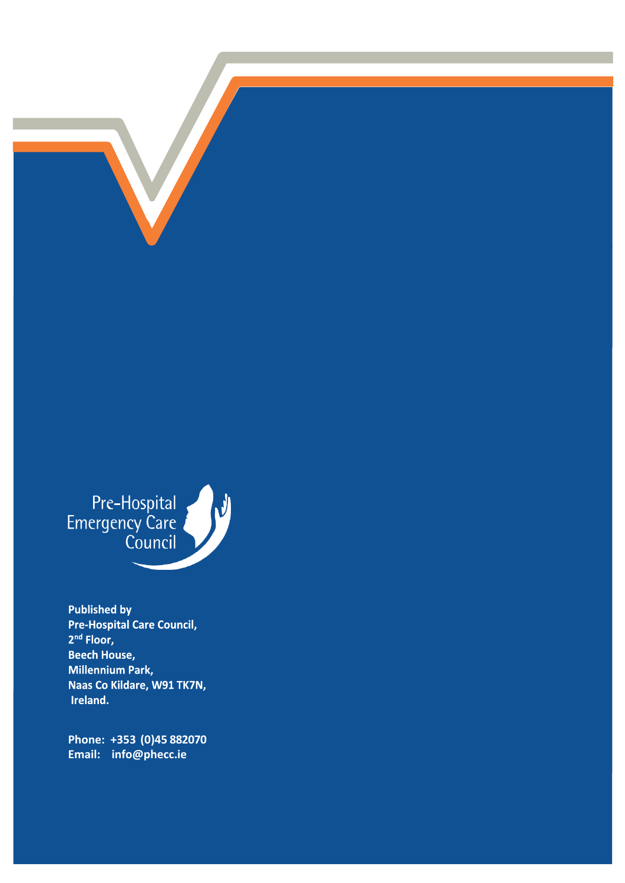Pre-Hospital Emergency Care Council

**Published by**
**Pre-Hospital Care Council,**
**2nd Floor,**
**Beech House,**
**Millennium Park,**
**Naas Co Kildare, W91 TK7N,**
**Ireland.**

**Phone: +353 (0)45 882070**
**Email: info@phecc.ie**